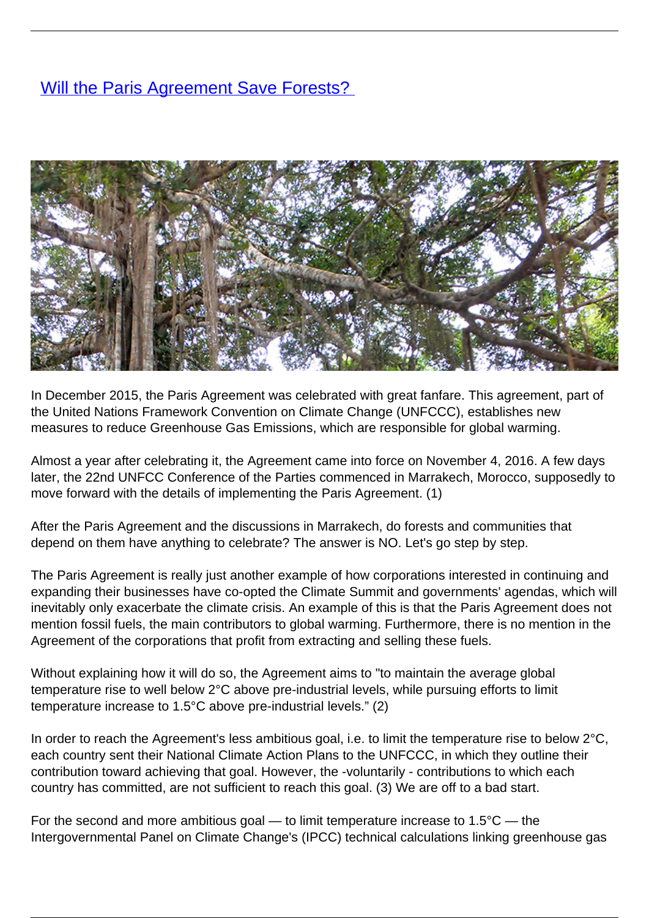# [Will the Paris Agreement Save Forests? ](#)

In December 2015, the Paris Agreement was celebrated with great fanfare. This agreement, part of the United Nations Framework Convention on Climate Change (UNFCCC), establishes new measures to reduce Greenhouse Gas Emissions, which are responsible for global warming.

Almost a year after celebrating it, the Agreement came into force on November 4, 2016. A few days later, the 22nd UNFCC Conference of the Parties commenced in Marrakech, Morocco, supposedly to move forward with the details of implementing the Paris Agreement. (1)

After the Paris Agreement and the discussions in Marrakech, do forests and communities that depend on them have anything to celebrate? The answer is NO. Let's go step by step.

The Paris Agreement is really just another example of how corporations interested in continuing and expanding their businesses have co-opted the Climate Summit and governments' agendas, which will inevitably only exacerbate the climate crisis. An example of this is that the Paris Agreement does not mention fossil fuels, the main contributors to global warming. Furthermore, there is no mention in the Agreement of the corporations that profit from extracting and selling these fuels.

Without explaining how it will do so, the Agreement aims to "to maintain the average global temperature rise to well below 2°C above pre-industrial levels, while pursuing efforts to limit temperature increase to 1.5°C above pre-industrial levels." (2)

In order to reach the Agreement's less ambitious goal, i.e. to limit the temperature rise to below 2°C, each country sent their National Climate Action Plans to the UNFCCC, in which they outline their contribution toward achieving that goal. However, the -voluntarily - contributions to which each country has committed, are not sufficient to reach this goal. (3) We are off to a bad start.

For the second and more ambitious goal — to limit temperature increase to 1.5°C — the Intergovernmental Panel on Climate Change's (IPCC) technical calculations linking greenhouse gas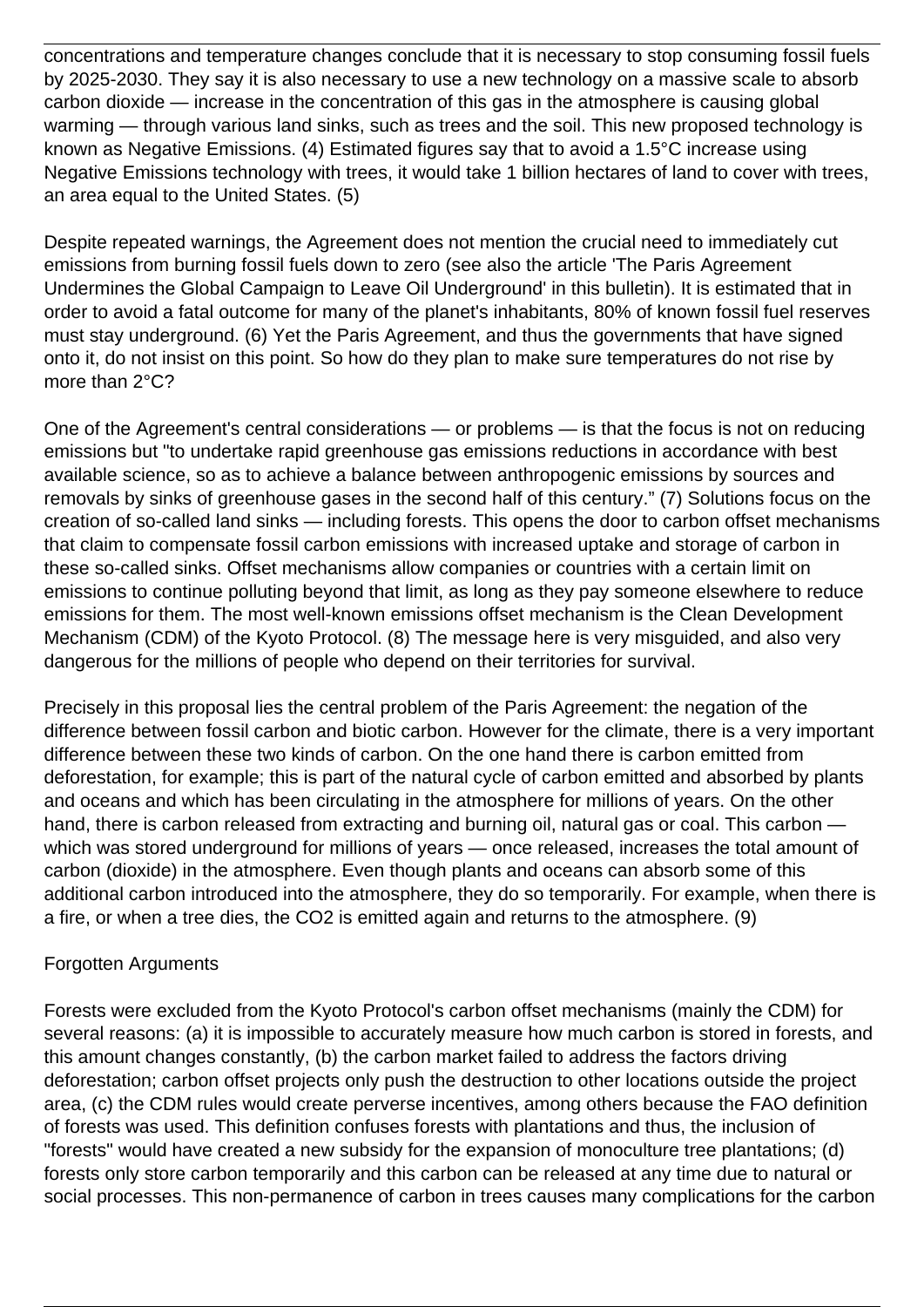concentrations and temperature changes conclude that it is necessary to stop consuming fossil fuels by 2025-2030. They say it is also necessary to use a new technology on a massive scale to absorb carbon dioxide — increase in the concentration of this gas in the atmosphere is causing global warming — through various land sinks, such as trees and the soil. This new proposed technology is known as Negative Emissions. (4) Estimated figures say that to avoid a 1.5°C increase using Negative Emissions technology with trees, it would take 1 billion hectares of land to cover with trees, an area equal to the United States. (5)

Despite repeated warnings, the Agreement does not mention the crucial need to immediately cut emissions from burning fossil fuels down to zero (see also the article 'The Paris Agreement Undermines the Global Campaign to Leave Oil Underground' in this bulletin). It is estimated that in order to avoid a fatal outcome for many of the planet's inhabitants, 80% of known fossil fuel reserves must stay underground. (6) Yet the Paris Agreement, and thus the governments that have signed onto it, do not insist on this point. So how do they plan to make sure temperatures do not rise by more than 2°C?

One of the Agreement's central considerations — or problems — is that the focus is not on reducing emissions but "to undertake rapid greenhouse gas emissions reductions in accordance with best available science, so as to achieve a balance between anthropogenic emissions by sources and removals by sinks of greenhouse gases in the second half of this century." (7) Solutions focus on the creation of so-called land sinks — including forests. This opens the door to carbon offset mechanisms that claim to compensate fossil carbon emissions with increased uptake and storage of carbon in these so-called sinks. Offset mechanisms allow companies or countries with a certain limit on emissions to continue polluting beyond that limit, as long as they pay someone elsewhere to reduce emissions for them. The most well-known emissions offset mechanism is the Clean Development Mechanism (CDM) of the Kyoto Protocol. (8) The message here is very misguided, and also very dangerous for the millions of people who depend on their territories for survival.

Precisely in this proposal lies the central problem of the Paris Agreement: the negation of the difference between fossil carbon and biotic carbon. However for the climate, there is a very important difference between these two kinds of carbon. On the one hand there is carbon emitted from deforestation, for example; this is part of the natural cycle of carbon emitted and absorbed by plants and oceans and which has been circulating in the atmosphere for millions of years. On the other hand, there is carbon released from extracting and burning oil, natural gas or coal. This carbon — which was stored underground for millions of years — once released, increases the total amount of carbon (dioxide) in the atmosphere. Even though plants and oceans can absorb some of this additional carbon introduced into the atmosphere, they do so temporarily. For example, when there is a fire, or when a tree dies, the $CO_2$ is emitted again and returns to the atmosphere. (9)

## Forgotten Arguments

Forests were excluded from the Kyoto Protocol's carbon offset mechanisms (mainly the CDM) for several reasons: (a) it is impossible to accurately measure how much carbon is stored in forests, and this amount changes constantly, (b) the carbon market failed to address the factors driving deforestation; carbon offset projects only push the destruction to other locations outside the project area, (c) the CDM rules would create perverse incentives, among others because the FAO definition of forests was used. This definition confuses forests with plantations and thus, the inclusion of "forests" would have created a new subsidy for the expansion of monoculture tree plantations; (d) forests only store carbon temporarily and this carbon can be released at any time due to natural or social processes. This non-permanence of carbon in trees causes many complications for the carbon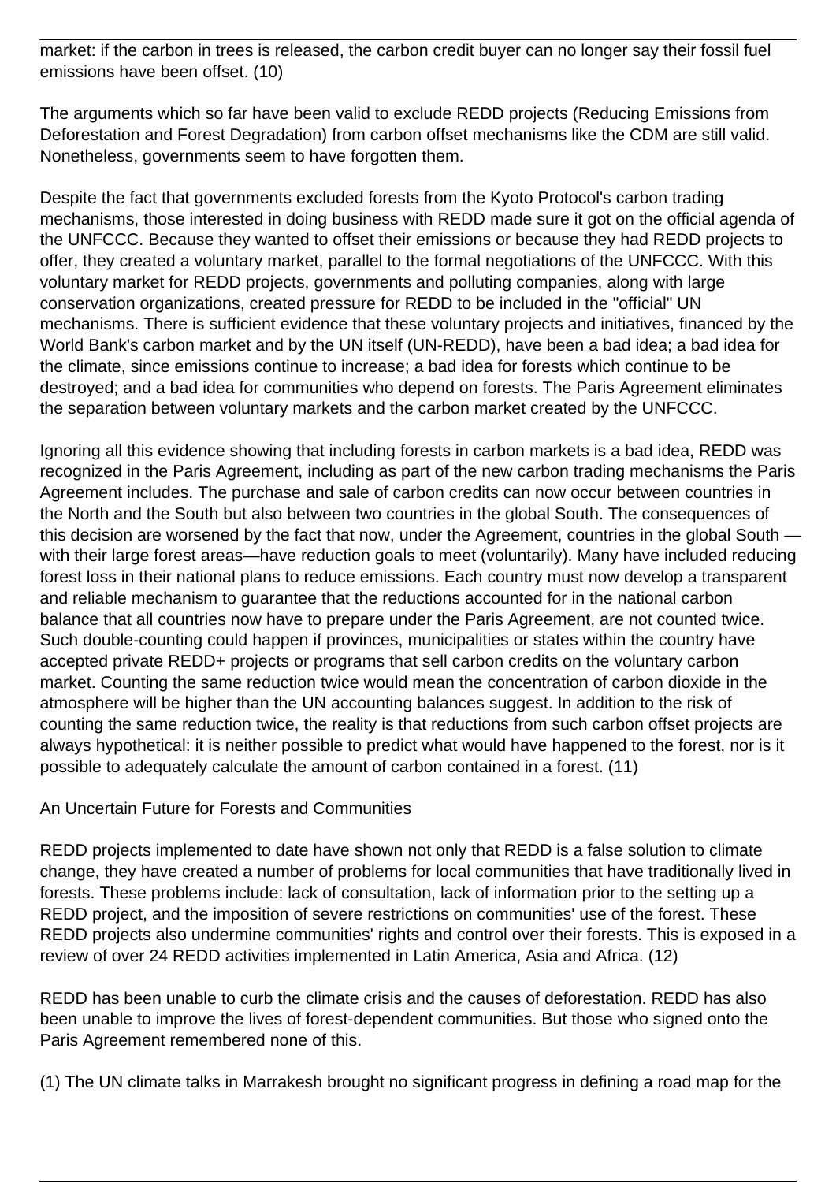market: if the carbon in trees is released, the carbon credit buyer can no longer say their fossil fuel emissions have been offset. (10)

The arguments which so far have been valid to exclude REDD projects (Reducing Emissions from Deforestation and Forest Degradation) from carbon offset mechanisms like the CDM are still valid. Nonetheless, governments seem to have forgotten them.

Despite the fact that governments excluded forests from the Kyoto Protocol's carbon trading mechanisms, those interested in doing business with REDD made sure it got on the official agenda of the UNFCCC. Because they wanted to offset their emissions or because they had REDD projects to offer, they created a voluntary market, parallel to the formal negotiations of the UNFCCC. With this voluntary market for REDD projects, governments and polluting companies, along with large conservation organizations, created pressure for REDD to be included in the "official" UN mechanisms. There is sufficient evidence that these voluntary projects and initiatives, financed by the World Bank's carbon market and by the UN itself (UN-REDD), have been a bad idea; a bad idea for the climate, since emissions continue to increase; a bad idea for forests which continue to be destroyed; and a bad idea for communities who depend on forests. The Paris Agreement eliminates the separation between voluntary markets and the carbon market created by the UNFCCC.

Ignoring all this evidence showing that including forests in carbon markets is a bad idea, REDD was recognized in the Paris Agreement, including as part of the new carbon trading mechanisms the Paris Agreement includes. The purchase and sale of carbon credits can now occur between countries in the North and the South but also between two countries in the global South. The consequences of this decision are worsened by the fact that now, under the Agreement, countries in the global South — with their large forest areas—have reduction goals to meet (voluntarily). Many have included reducing forest loss in their national plans to reduce emissions. Each country must now develop a transparent and reliable mechanism to guarantee that the reductions accounted for in the national carbon balance that all countries now have to prepare under the Paris Agreement, are not counted twice. Such double-counting could happen if provinces, municipalities or states within the country have accepted private REDD+ projects or programs that sell carbon credits on the voluntary carbon market. Counting the same reduction twice would mean the concentration of carbon dioxide in the atmosphere will be higher than the UN accounting balances suggest. In addition to the risk of counting the same reduction twice, the reality is that reductions from such carbon offset projects are always hypothetical: it is neither possible to predict what would have happened to the forest, nor is it possible to adequately calculate the amount of carbon contained in a forest. (11)

## An Uncertain Future for Forests and Communities

REDD projects implemented to date have shown not only that REDD is a false solution to climate change, they have created a number of problems for local communities that have traditionally lived in forests. These problems include: lack of consultation, lack of information prior to the setting up a REDD project, and the imposition of severe restrictions on communities' use of the forest. These REDD projects also undermine communities' rights and control over their forests. This is exposed in a review of over 24 REDD activities implemented in Latin America, Asia and Africa. (12)

REDD has been unable to curb the climate crisis and the causes of deforestation. REDD has also been unable to improve the lives of forest-dependent communities. But those who signed onto the Paris Agreement remembered none of this.

(1) The UN climate talks in Marrakesh brought no significant progress in defining a road map for the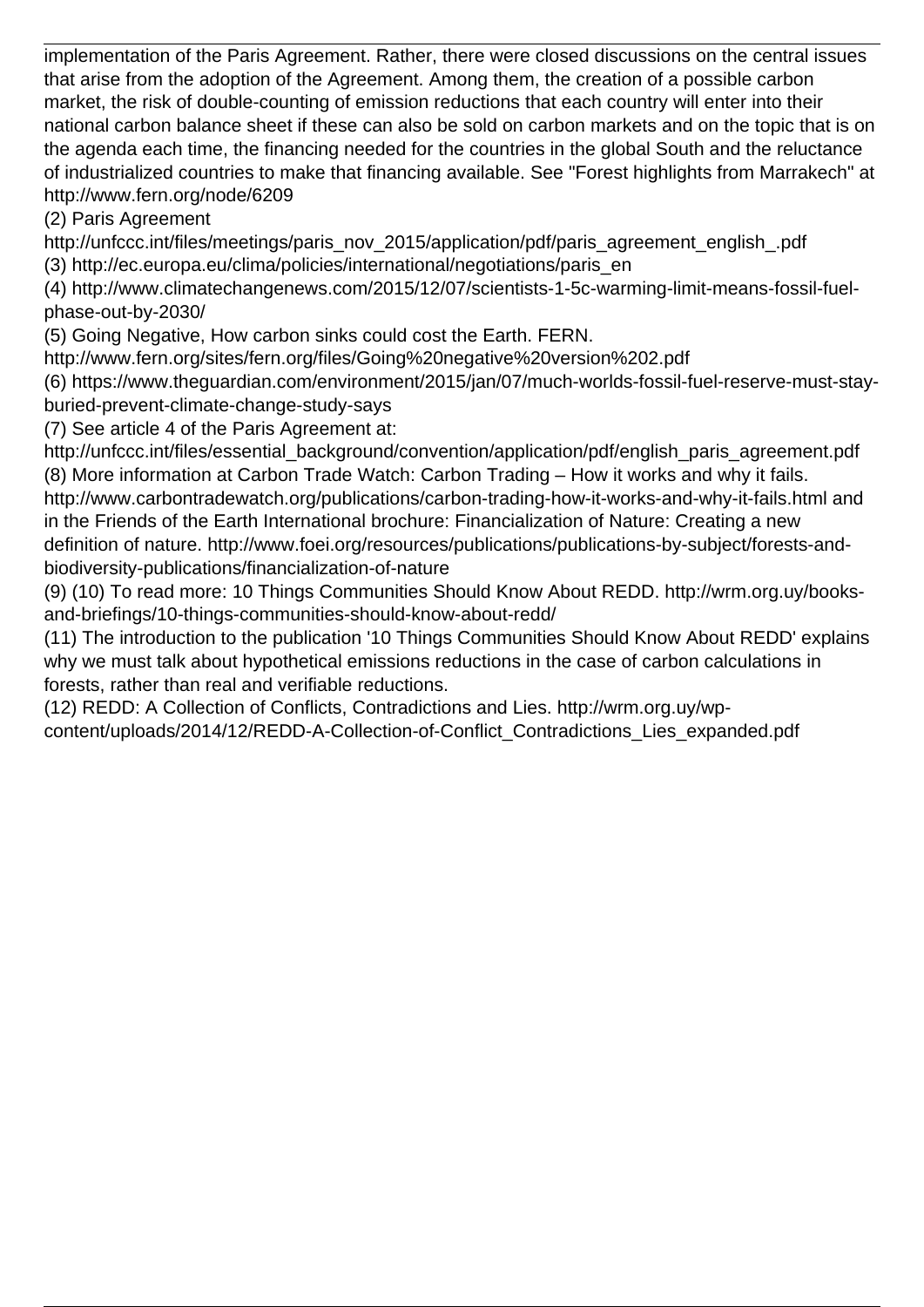implementation of the Paris Agreement. Rather, there were closed discussions on the central issues that arise from the adoption of the Agreement. Among them, the creation of a possible carbon market, the risk of double-counting of emission reductions that each country will enter into their national carbon balance sheet if these can also be sold on carbon markets and on the topic that is on the agenda each time, the financing needed for the countries in the global South and the reluctance of industrialized countries to make that financing available. See "Forest highlights from Marrakech" at http://www.fern.org/node/6209

(2) Paris Agreement
http://unfccc.int/files/meetings/paris_nov_2015/application/pdf/paris_agreement_english_.pdf

(3) http://ec.europa.eu/clima/policies/international/negotiations/paris_en

(4) http://www.climatechangenews.com/2015/12/07/scientists-1-5c-warming-limit-means-fossil-fuel-phase-out-by-2030/

(5) Going Negative, How carbon sinks could cost the Earth. FERN.
http://www.fern.org/sites/fern.org/files/Going%20negative%20version%202.pdf

(6) https://www.theguardian.com/environment/2015/jan/07/much-worlds-fossil-fuel-reserve-must-stay-buried-prevent-climate-change-study-says

(7) See article 4 of the Paris Agreement at:
http://unfccc.int/files/essential_background/convention/application/pdf/english_paris_agreement.pdf

(8) More information at Carbon Trade Watch: Carbon Trading – How it works and why it fails.
http://www.carbontradewatch.org/publications/carbon-trading-how-it-works-and-why-it-fails.html and in the Friends of the Earth International brochure: Financialization of Nature: Creating a new definition of nature. http://www.foei.org/resources/publications/publications-by-subject/forests-and-biodiversity-publications/financialization-of-nature

(9) (10) To read more: 10 Things Communities Should Know About REDD. http://wrm.org.uy/books-and-briefings/10-things-communities-should-know-about-redd/

(11) The introduction to the publication '10 Things Communities Should Know About REDD' explains why we must talk about hypothetical emissions reductions in the case of carbon calculations in forests, rather than real and verifiable reductions.

(12) REDD: A Collection of Conflicts, Contradictions and Lies. http://wrm.org.uy/wp-content/uploads/2014/12/REDD-A-Collection-of-Conflict_Contradictions_Lies_expanded.pdf